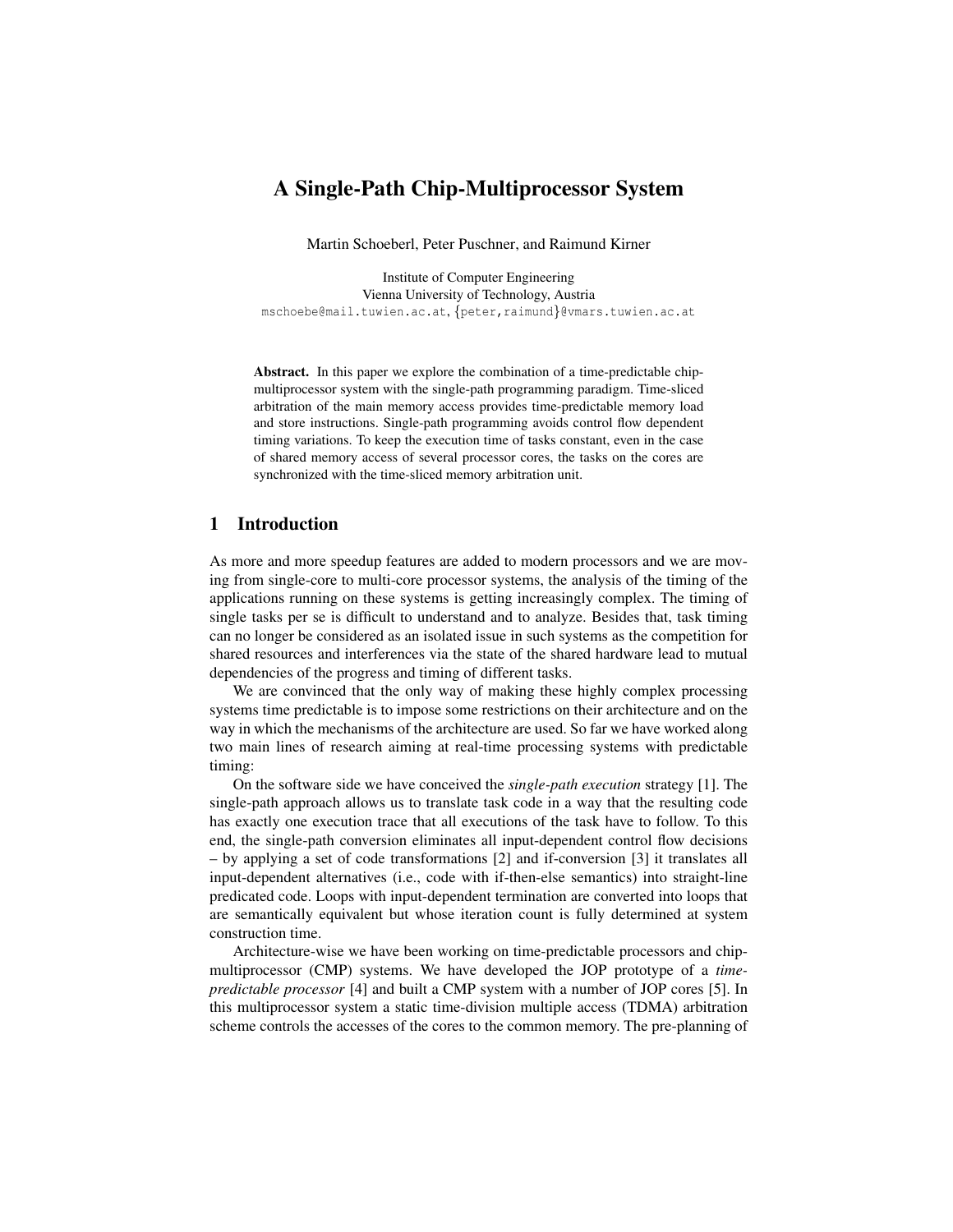# A Single-Path Chip-Multiprocessor System

Martin Schoeberl, Peter Puschner, and Raimund Kirner

Institute of Computer Engineering
Vienna University of Technology, Austria
mschoebe@mail.tuwien.ac.at, {peter,raimund}@vmars.tuwien.ac.at

**Abstract.** In this paper we explore the combination of a time-predictable chip-multiprocessor system with the single-path programming paradigm. Time-sliced arbitration of the main memory access provides time-predictable memory load and store instructions. Single-path programming avoids control flow dependent timing variations. To keep the execution time of tasks constant, even in the case of shared memory access of several processor cores, the tasks on the cores are synchronized with the time-sliced memory arbitration unit.

## 1 Introduction

As more and more speedup features are added to modern processors and we are moving from single-core to multi-core processor systems, the analysis of the timing of the applications running on these systems is getting increasingly complex. The timing of single tasks per se is difficult to understand and to analyze. Besides that, task timing can no longer be considered as an isolated issue in such systems as the competition for shared resources and interferences via the state of the shared hardware lead to mutual dependencies of the progress and timing of different tasks.

We are convinced that the only way of making these highly complex processing systems time predictable is to impose some restrictions on their architecture and on the way in which the mechanisms of the architecture are used. So far we have worked along two main lines of research aiming at real-time processing systems with predictable timing:

On the software side we have conceived the *single-path execution* strategy [1]. The single-path approach allows us to translate task code in a way that the resulting code has exactly one execution trace that all executions of the task have to follow. To this end, the single-path conversion eliminates all input-dependent control flow decisions – by applying a set of code transformations [2] and if-conversion [3] it translates all input-dependent alternatives (i.e., code with if-then-else semantics) into straight-line predicated code. Loops with input-dependent termination are converted into loops that are semantically equivalent but whose iteration count is fully determined at system construction time.

Architecture-wise we have been working on time-predictable processors and chip-multiprocessor (CMP) systems. We have developed the JOP prototype of a *time-predictable processor* [4] and built a CMP system with a number of JOP cores [5]. In this multiprocessor system a static time-division multiple access (TDMA) arbitration scheme controls the accesses of the cores to the common memory. The pre-planning of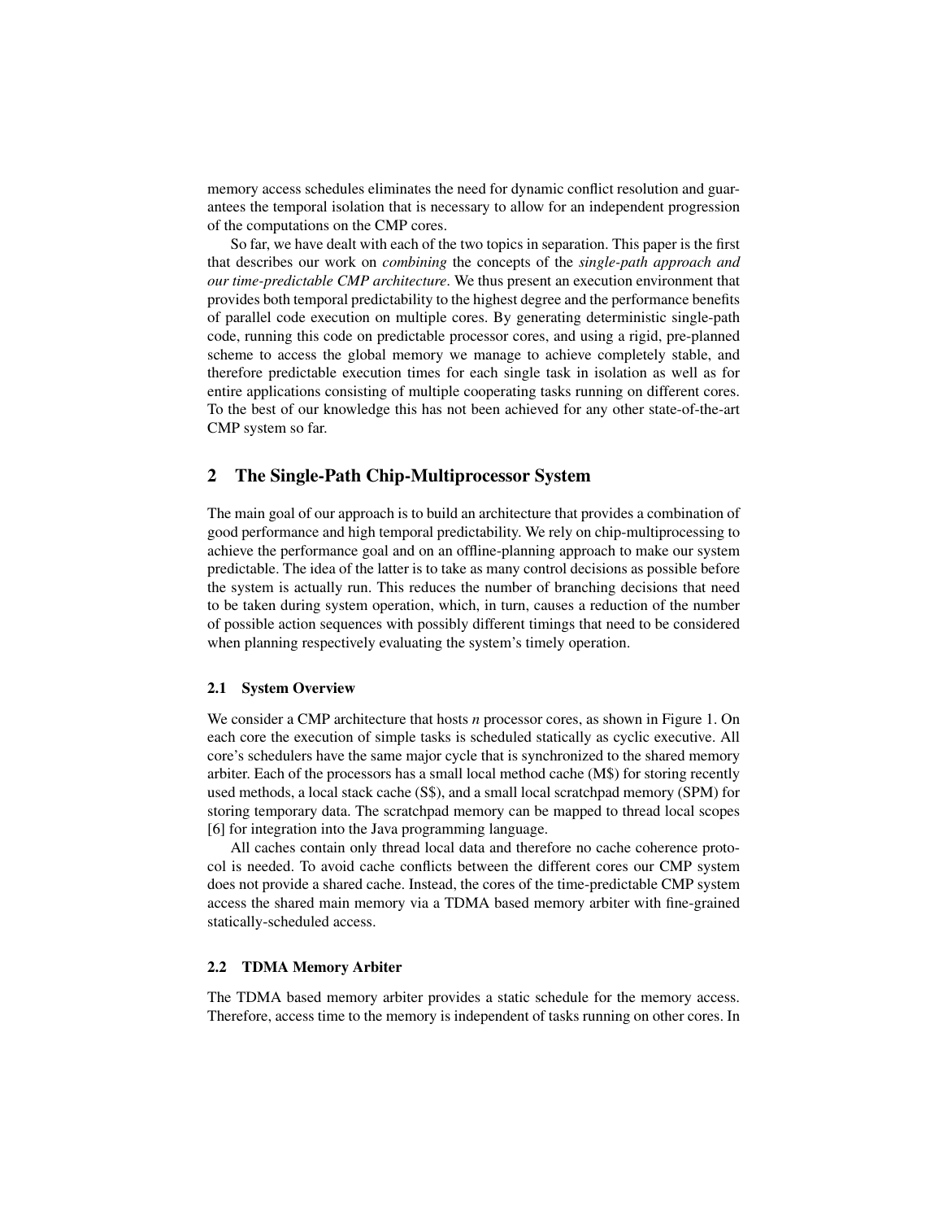memory access schedules eliminates the need for dynamic conflict resolution and guarantees the temporal isolation that is necessary to allow for an independent progression of the computations on the CMP cores.

So far, we have dealt with each of the two topics in separation. This paper is the first that describes our work on *combining* the concepts of the *single-path approach and our time-predictable CMP architecture*. We thus present an execution environment that provides both temporal predictability to the highest degree and the performance benefits of parallel code execution on multiple cores. By generating deterministic single-path code, running this code on predictable processor cores, and using a rigid, pre-planned scheme to access the global memory we manage to achieve completely stable, and therefore predictable execution times for each single task in isolation as well as for entire applications consisting of multiple cooperating tasks running on different cores. To the best of our knowledge this has not been achieved for any other state-of-the-art CMP system so far.

## 2 The Single-Path Chip-Multiprocessor System

The main goal of our approach is to build an architecture that provides a combination of good performance and high temporal predictability. We rely on chip-multiprocessing to achieve the performance goal and on an offline-planning approach to make our system predictable. The idea of the latter is to take as many control decisions as possible before the system is actually run. This reduces the number of branching decisions that need to be taken during system operation, which, in turn, causes a reduction of the number of possible action sequences with possibly different timings that need to be considered when planning respectively evaluating the system's timely operation.

### 2.1 System Overview

We consider a CMP architecture that hosts $n$ processor cores, as shown in Figure 1. On each core the execution of simple tasks is scheduled statically as cyclic executive. All core's schedulers have the same major cycle that is synchronized to the shared memory arbiter. Each of the processors has a small local method cache (M$) for storing recently used methods, a local stack cache (S$), and a small local scratchpad memory (SPM) for storing temporary data. The scratchpad memory can be mapped to thread local scopes [6] for integration into the Java programming language.

All caches contain only thread local data and therefore no cache coherence protocol is needed. To avoid cache conflicts between the different cores our CMP system does not provide a shared cache. Instead, the cores of the time-predictable CMP system access the shared main memory via a TDMA based memory arbiter with fine-grained statically-scheduled access.

### 2.2 TDMA Memory Arbiter

The TDMA based memory arbiter provides a static schedule for the memory access. Therefore, access time to the memory is independent of tasks running on other cores. In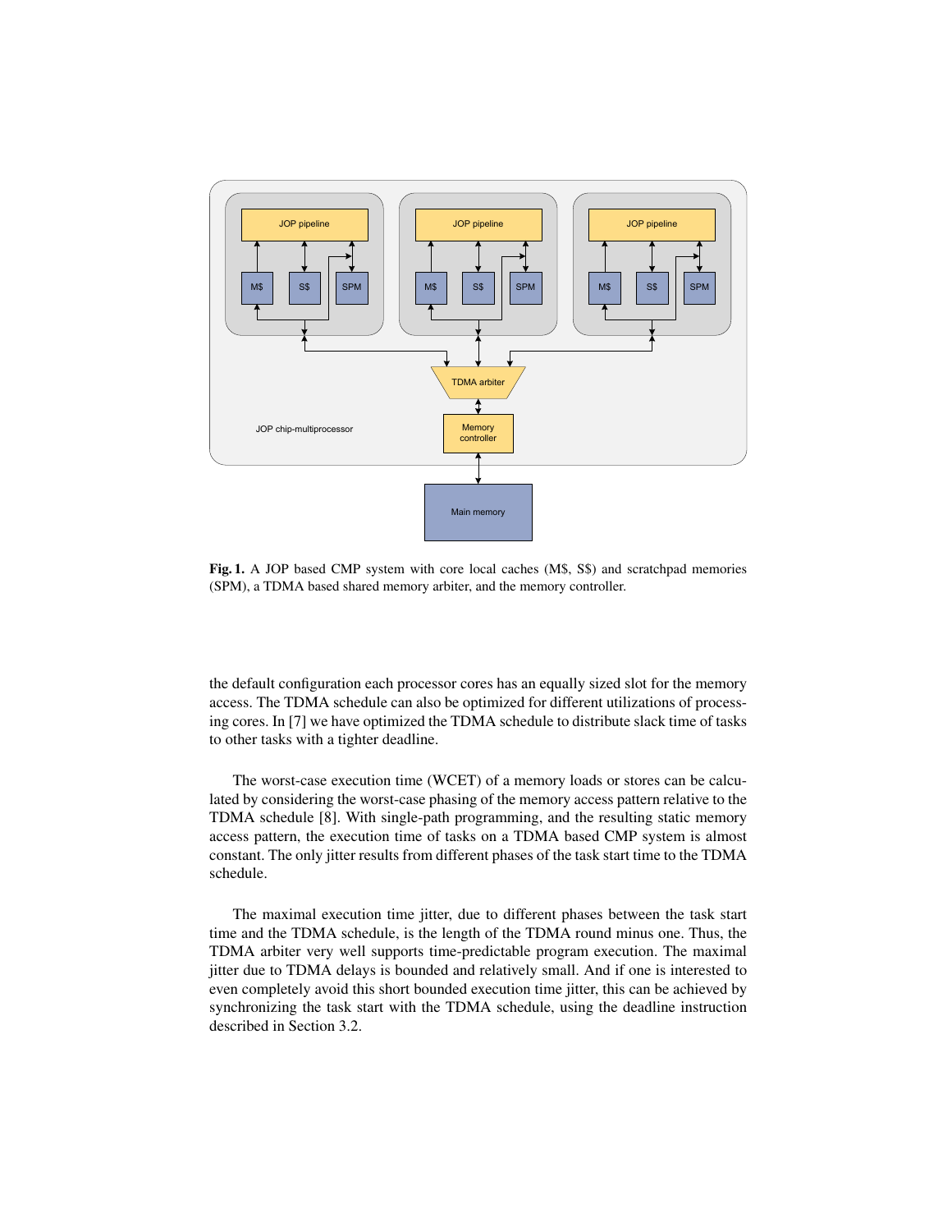**Fig. 1.** A JOP based CMP system with core local caches (M$, S$) and scratchpad memories (SPM), a TDMA based shared memory arbiter, and the memory controller.

the default configuration each processor cores has an equally sized slot for the memory access. The TDMA schedule can also be optimized for different utilizations of processing cores. In [7] we have optimized the TDMA schedule to distribute slack time of tasks to other tasks with a tighter deadline.

The worst-case execution time (WCET) of a memory loads or stores can be calculated by considering the worst-case phasing of the memory access pattern relative to the TDMA schedule [8]. With single-path programming, and the resulting static memory access pattern, the execution time of tasks on a TDMA based CMP system is almost constant. The only jitter results from different phases of the task start time to the TDMA schedule.

The maximal execution time jitter, due to different phases between the task start time and the TDMA schedule, is the length of the TDMA round minus one. Thus, the TDMA arbiter very well supports time-predictable program execution. The maximal jitter due to TDMA delays is bounded and relatively small. And if one is interested to even completely avoid this short bounded execution time jitter, this can be achieved by synchronizing the task start with the TDMA schedule, using the deadline instruction described in Section 3.2.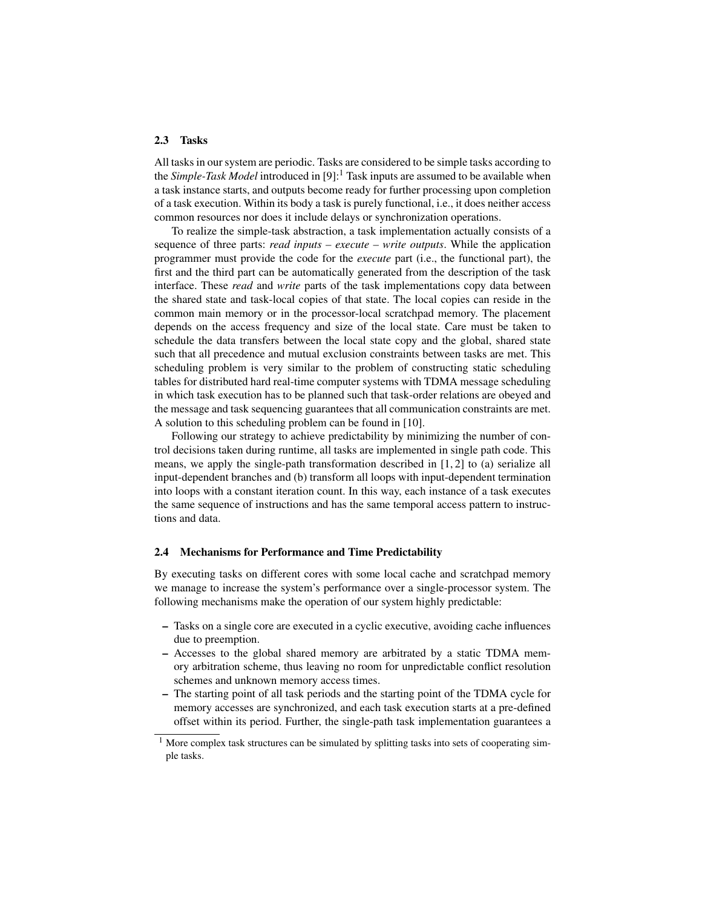### 2.3 Tasks

All tasks in our system are periodic. Tasks are considered to be simple tasks according to the *Simple-Task Model* introduced in [9]:[1] Task inputs are assumed to be available when a task instance starts, and outputs become ready for further processing upon completion of a task execution. Within its body a task is purely functional, i.e., it does neither access common resources nor does it include delays or synchronization operations.

To realize the simple-task abstraction, a task implementation actually consists of a sequence of three parts: *read inputs – execute – write outputs*. While the application programmer must provide the code for the *execute* part (i.e., the functional part), the first and the third part can be automatically generated from the description of the task interface. These *read* and *write* parts of the task implementations copy data between the shared state and task-local copies of that state. The local copies can reside in the common main memory or in the processor-local scratchpad memory. The placement depends on the access frequency and size of the local state. Care must be taken to schedule the data transfers between the local state copy and the global, shared state such that all precedence and mutual exclusion constraints between tasks are met. This scheduling problem is very similar to the problem of constructing static scheduling tables for distributed hard real-time computer systems with TDMA message scheduling in which task execution has to be planned such that task-order relations are obeyed and the message and task sequencing guarantees that all communication constraints are met. A solution to this scheduling problem can be found in [10].

Following our strategy to achieve predictability by minimizing the number of control decisions taken during runtime, all tasks are implemented in single path code. This means, we apply the single-path transformation described in [1, 2] to (a) serialize all input-dependent branches and (b) transform all loops with input-dependent termination into loops with a constant iteration count. In this way, each instance of a task executes the same sequence of instructions and has the same temporal access pattern to instructions and data.

### 2.4 Mechanisms for Performance and Time Predictability

By executing tasks on different cores with some local cache and scratchpad memory we manage to increase the system's performance over a single-processor system. The following mechanisms make the operation of our system highly predictable:

- Tasks on a single core are executed in a cyclic executive, avoiding cache influences due to preemption.
- Accesses to the global shared memory are arbitrated by a static TDMA memory arbitration scheme, thus leaving no room for unpredictable conflict resolution schemes and unknown memory access times.
- The starting point of all task periods and the starting point of the TDMA cycle for memory accesses are synchronized, and each task execution starts at a pre-defined offset within its period. Further, the single-path task implementation guarantees a

[1] More complex task structures can be simulated by splitting tasks into sets of cooperating simple tasks.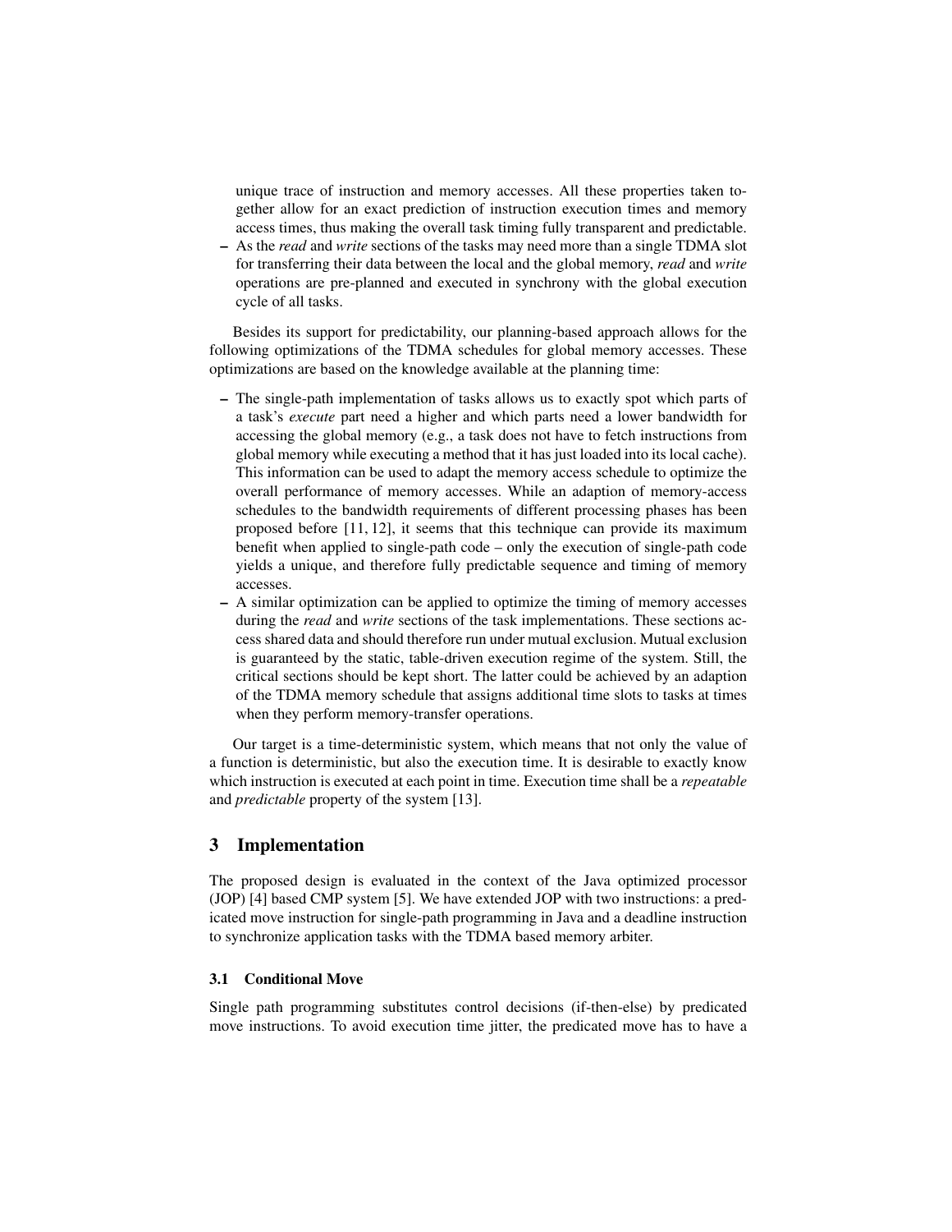unique trace of instruction and memory accesses. All these properties taken together allow for an exact prediction of instruction execution times and memory access times, thus making the overall task timing fully transparent and predictable.

- As the *read* and *write* sections of the tasks may need more than a single TDMA slot for transferring their data between the local and the global memory, *read* and *write* operations are pre-planned and executed in synchrony with the global execution cycle of all tasks.

Besides its support for predictability, our planning-based approach allows for the following optimizations of the TDMA schedules for global memory accesses. These optimizations are based on the knowledge available at the planning time:

- The single-path implementation of tasks allows us to exactly spot which parts of a task's *execute* part need a higher and which parts need a lower bandwidth for accessing the global memory (e.g., a task does not have to fetch instructions from global memory while executing a method that it has just loaded into its local cache). This information can be used to adapt the memory access schedule to optimize the overall performance of memory accesses. While an adaption of memory-access schedules to the bandwidth requirements of different processing phases has been proposed before [11, 12], it seems that this technique can provide its maximum benefit when applied to single-path code – only the execution of single-path code yields a unique, and therefore fully predictable sequence and timing of memory accesses.
- A similar optimization can be applied to optimize the timing of memory accesses during the *read* and *write* sections of the task implementations. These sections access shared data and should therefore run under mutual exclusion. Mutual exclusion is guaranteed by the static, table-driven execution regime of the system. Still, the critical sections should be kept short. The latter could be achieved by an adaption of the TDMA memory schedule that assigns additional time slots to tasks at times when they perform memory-transfer operations.

Our target is a time-deterministic system, which means that not only the value of a function is deterministic, but also the execution time. It is desirable to exactly know which instruction is executed at each point in time. Execution time shall be a *repeatable* and *predictable* property of the system [13].

## 3 Implementation

The proposed design is evaluated in the context of the Java optimized processor (JOP) [4] based CMP system [5]. We have extended JOP with two instructions: a predicated move instruction for single-path programming in Java and a deadline instruction to synchronize application tasks with the TDMA based memory arbiter.

### 3.1 Conditional Move

Single path programming substitutes control decisions (if-then-else) by predicated move instructions. To avoid execution time jitter, the predicated move has to have a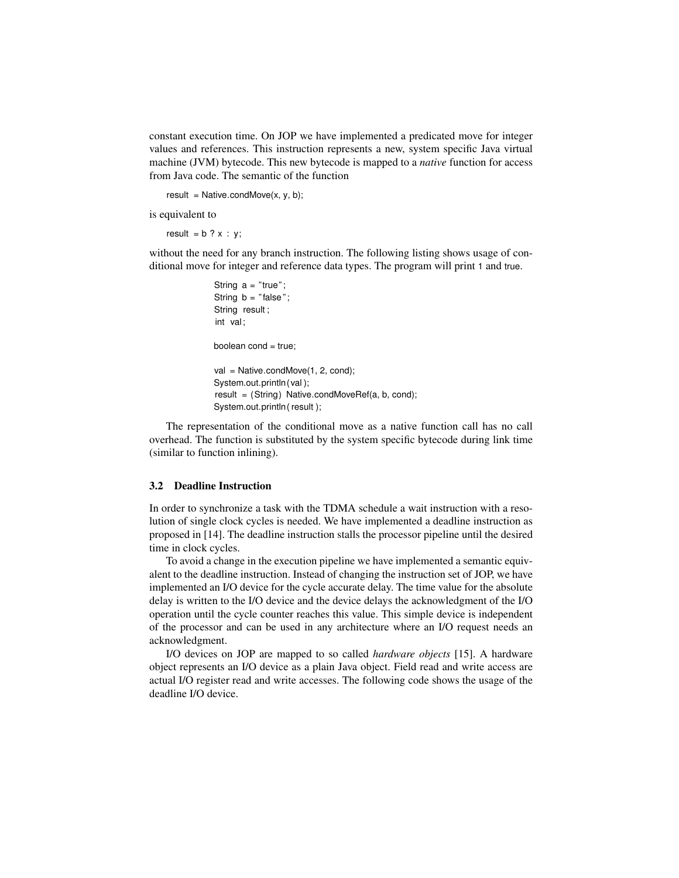constant execution time. On JOP we have implemented a predicated move for integer values and references. This instruction represents a new, system specific Java virtual machine (JVM) bytecode. This new bytecode is mapped to a *native* function for access from Java code. The semantic of the function

```
result = Native.condMove(x, y, b);
```

is equivalent to

```
result = b ? x : y;
```

without the need for any branch instruction. The following listing shows usage of conditional move for integer and reference data types. The program will print 1 and true.

```
String a = "true";
String b = "false";
String result;
int val;

boolean cond = true;

val = Native.condMove(1, 2, cond);
System.out.println(val);
result = (String) Native.condMoveRef(a, b, cond);
System.out.println(result);
```

The representation of the conditional move as a native function call has no call overhead. The function is substituted by the system specific bytecode during link time (similar to function inlining).

### 3.2 Deadline Instruction

In order to synchronize a task with the TDMA schedule a wait instruction with a resolution of single clock cycles is needed. We have implemented a deadline instruction as proposed in [14]. The deadline instruction stalls the processor pipeline until the desired time in clock cycles.

To avoid a change in the execution pipeline we have implemented a semantic equivalent to the deadline instruction. Instead of changing the instruction set of JOP, we have implemented an I/O device for the cycle accurate delay. The time value for the absolute delay is written to the I/O device and the device delays the acknowledgment of the I/O operation until the cycle counter reaches this value. This simple device is independent of the processor and can be used in any architecture where an I/O request needs an acknowledgment.

I/O devices on JOP are mapped to so called *hardware objects* [15]. A hardware object represents an I/O device as a plain Java object. Field read and write access are actual I/O register read and write accesses. The following code shows the usage of the deadline I/O device.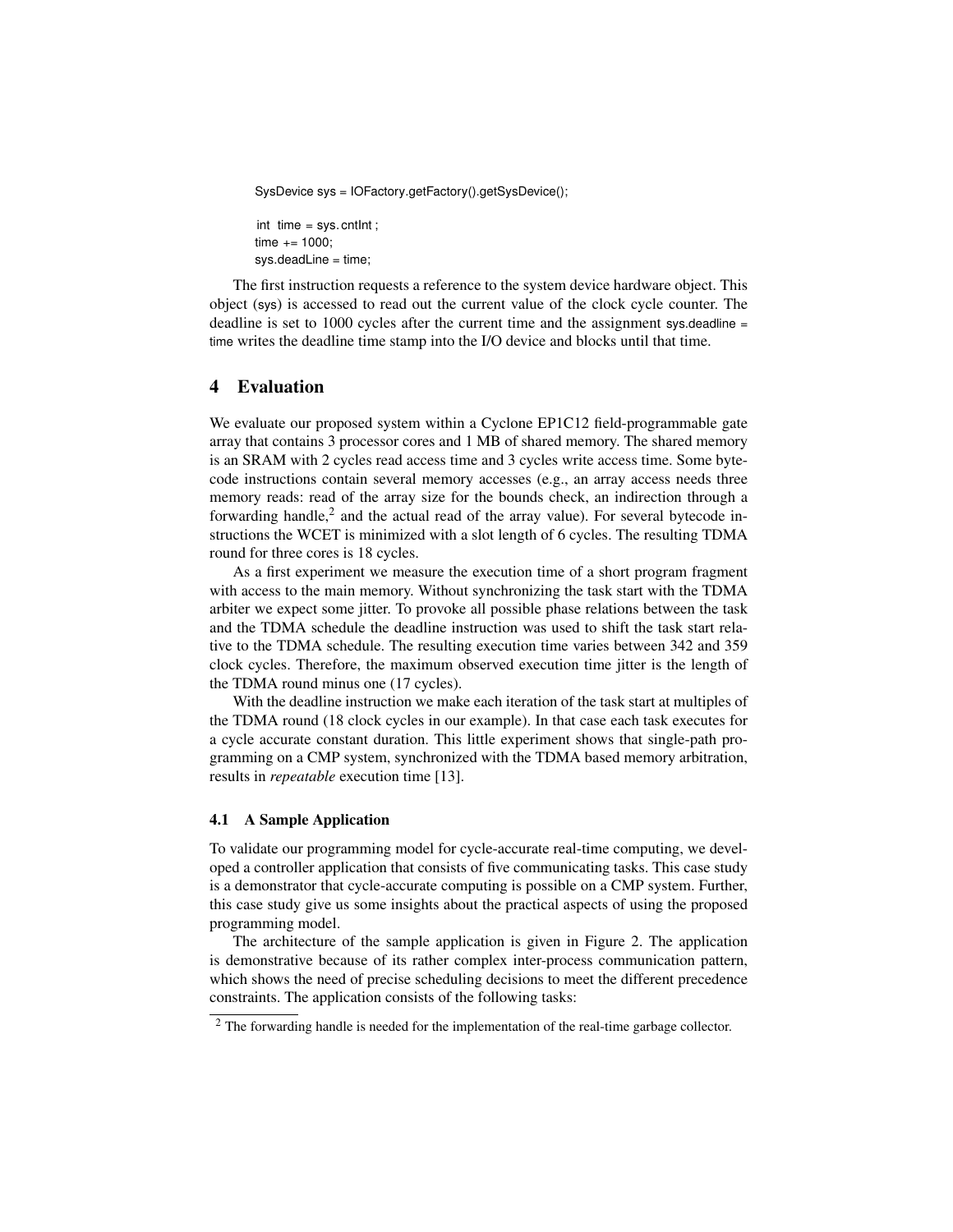```
SysDevice sys = IOFactory.getFactory().getSysDevice();

int time = sys.cntInt;
time += 1000;
sys.deadLine = time;
```

The first instruction requests a reference to the system device hardware object. This object (sys) is accessed to read out the current value of the clock cycle counter. The deadline is set to 1000 cycles after the current time and the assignment sys.deadline = time writes the deadline time stamp into the I/O device and blocks until that time.

## 4 Evaluation

We evaluate our proposed system within a Cyclone EP1C12 field-programmable gate array that contains 3 processor cores and 1 MB of shared memory. The shared memory is an SRAM with 2 cycles read access time and 3 cycles write access time. Some bytecode instructions contain several memory accesses (e.g., an array access needs three memory reads: read of the array size for the bounds check, an indirection through a forwarding handle,[2] and the actual read of the array value). For several bytecode instructions the WCET is minimized with a slot length of 6 cycles. The resulting TDMA round for three cores is 18 cycles.

As a first experiment we measure the execution time of a short program fragment with access to the main memory. Without synchronizing the task start with the TDMA arbiter we expect some jitter. To provoke all possible phase relations between the task and the TDMA schedule the deadline instruction was used to shift the task start relative to the TDMA schedule. The resulting execution time varies between 342 and 359 clock cycles. Therefore, the maximum observed execution time jitter is the length of the TDMA round minus one (17 cycles).

With the deadline instruction we make each iteration of the task start at multiples of the TDMA round (18 clock cycles in our example). In that case each task executes for a cycle accurate constant duration. This little experiment shows that single-path programming on a CMP system, synchronized with the TDMA based memory arbitration, results in *repeatable* execution time [13].

### 4.1 A Sample Application

To validate our programming model for cycle-accurate real-time computing, we developed a controller application that consists of five communicating tasks. This case study is a demonstrator that cycle-accurate computing is possible on a CMP system. Further, this case study give us some insights about the practical aspects of using the proposed programming model.

The architecture of the sample application is given in Figure 2. The application is demonstrative because of its rather complex inter-process communication pattern, which shows the need of precise scheduling decisions to meet the different precedence constraints. The application consists of the following tasks:

[2] The forwarding handle is needed for the implementation of the real-time garbage collector.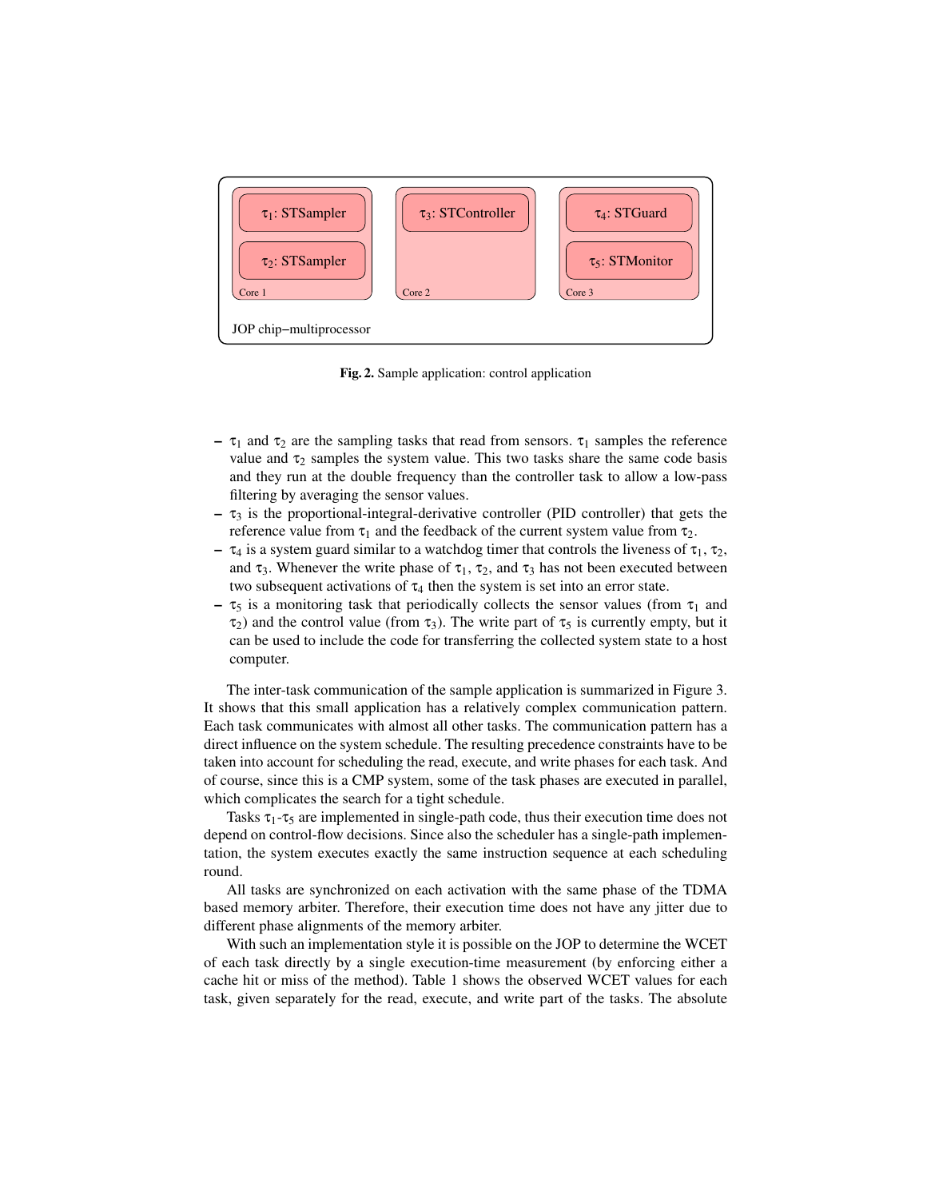Fig. 2. Sample application: control application

- $\tau_1$ and $\tau_2$ are the sampling tasks that read from sensors. $\tau_1$ samples the reference value and $\tau_2$ samples the system value. This two tasks share the same code basis and they run at the double frequency than the controller task to allow a low-pass filtering by averaging the sensor values.
- $\tau_3$ is the proportional-integral-derivative controller (PID controller) that gets the reference value from $\tau_1$ and the feedback of the current system value from $\tau_2$.
- $\tau_4$ is a system guard similar to a watchdog timer that controls the liveness of $\tau_1$, $\tau_2$, and $\tau_3$. Whenever the write phase of $\tau_1$, $\tau_2$, and $\tau_3$ has not been executed between two subsequent activations of $\tau_4$ then the system is set into an error state.
- $\tau_5$ is a monitoring task that periodically collects the sensor values (from $\tau_1$ and $\tau_2$) and the control value (from $\tau_3$). The write part of $\tau_5$ is currently empty, but it can be used to include the code for transferring the collected system state to a host computer.

The inter-task communication of the sample application is summarized in Figure 3. It shows that this small application has a relatively complex communication pattern. Each task communicates with almost all other tasks. The communication pattern has a direct influence on the system schedule. The resulting precedence constraints have to be taken into account for scheduling the read, execute, and write phases for each task. And of course, since this is a CMP system, some of the task phases are executed in parallel, which complicates the search for a tight schedule.

Tasks $\tau_1$-$\tau_5$ are implemented in single-path code, thus their execution time does not depend on control-flow decisions. Since also the scheduler has a single-path implementation, the system executes exactly the same instruction sequence at each scheduling round.

All tasks are synchronized on each activation with the same phase of the TDMA based memory arbiter. Therefore, their execution time does not have any jitter due to different phase alignments of the memory arbiter.

With such an implementation style it is possible on the JOP to determine the WCET of each task directly by a single execution-time measurement (by enforcing either a cache hit or miss of the method). Table 1 shows the observed WCET values for each task, given separately for the read, execute, and write part of the tasks. The absolute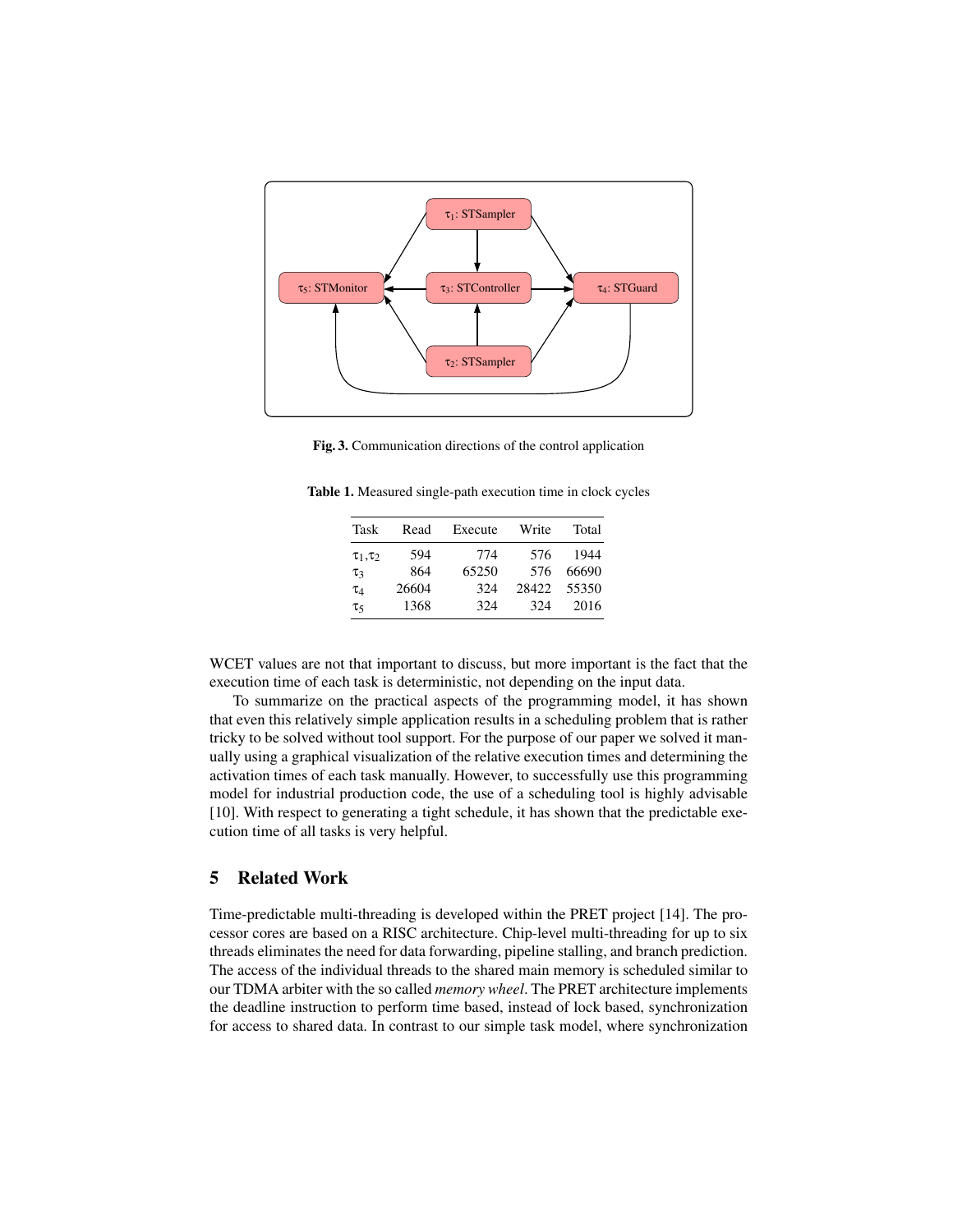Fig. 3. Communication directions of the control application

Table 1. Measured single-path execution time in clock cycles

| Task | Read | Execute | Write | Total |
|---|---|---|---|---|
| $\tau_1,\tau_2$ | 594 | 774 | 576 | 1944 |
| $\tau_3$ | 864 | 65250 | 576 | 66690 |
| $\tau_4$ | 26604 | 324 | 28422 | 55350 |
| $\tau_5$ | 1368 | 324 | 324 | 2016 |

WCET values are not that important to discuss, but more important is the fact that the execution time of each task is deterministic, not depending on the input data.

To summarize on the practical aspects of the programming model, it has shown that even this relatively simple application results in a scheduling problem that is rather tricky to be solved without tool support. For the purpose of our paper we solved it manually using a graphical visualization of the relative execution times and determining the activation times of each task manually. However, to successfully use this programming model for industrial production code, the use of a scheduling tool is highly advisable [10]. With respect to generating a tight schedule, it has shown that the predictable execution time of all tasks is very helpful.

## 5 Related Work

Time-predictable multi-threading is developed within the PRET project [14]. The processor cores are based on a RISC architecture. Chip-level multi-threading for up to six threads eliminates the need for data forwarding, pipeline stalling, and branch prediction. The access of the individual threads to the shared main memory is scheduled similar to our TDMA arbiter with the so called *memory wheel*. The PRET architecture implements the deadline instruction to perform time based, instead of lock based, synchronization for access to shared data. In contrast to our simple task model, where synchronization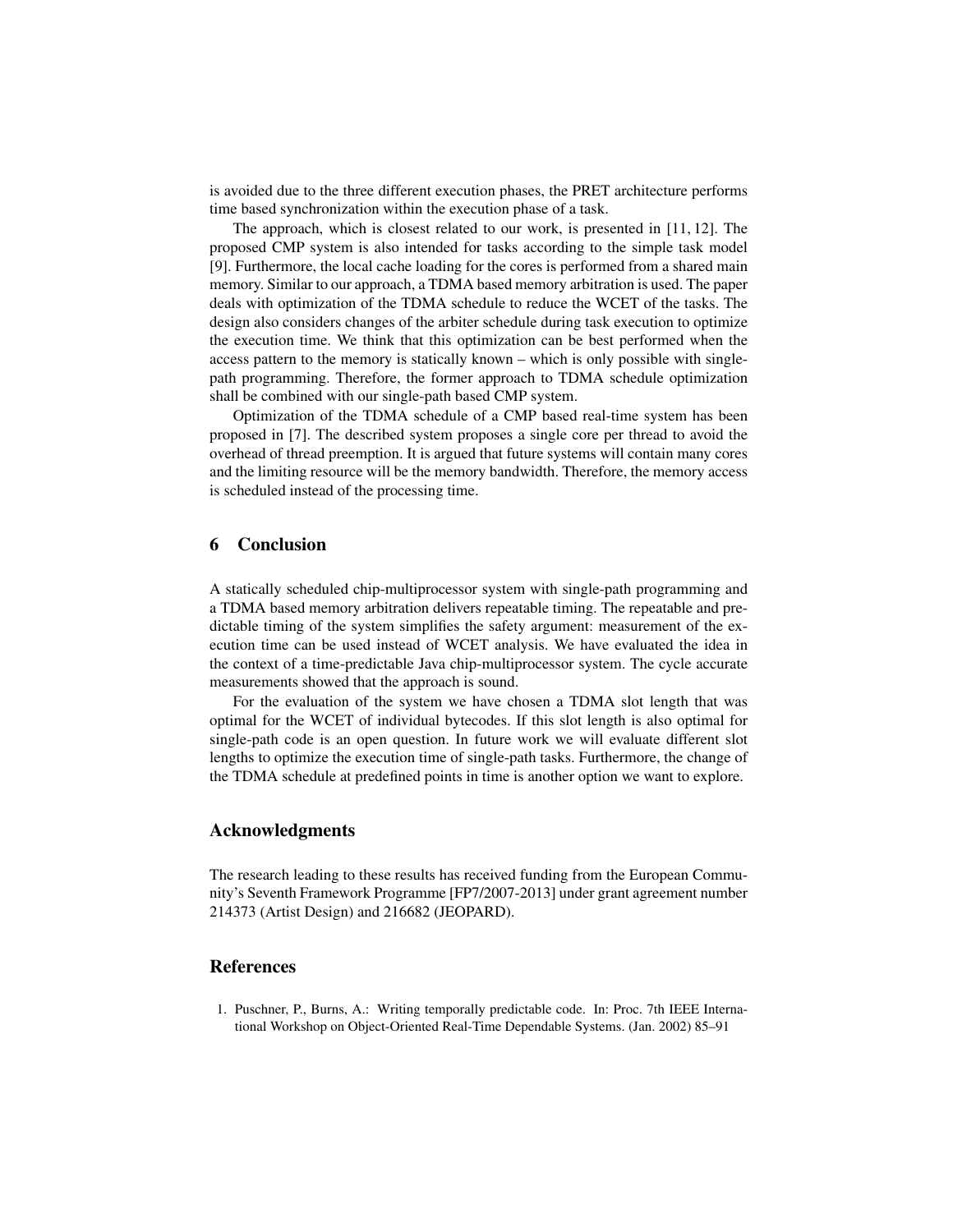is avoided due to the three different execution phases, the PRET architecture performs time based synchronization within the execution phase of a task.

The approach, which is closest related to our work, is presented in [11, 12]. The proposed CMP system is also intended for tasks according to the simple task model [9]. Furthermore, the local cache loading for the cores is performed from a shared main memory. Similar to our approach, a TDMA based memory arbitration is used. The paper deals with optimization of the TDMA schedule to reduce the WCET of the tasks. The design also considers changes of the arbiter schedule during task execution to optimize the execution time. We think that this optimization can be best performed when the access pattern to the memory is statically known – which is only possible with single-path programming. Therefore, the former approach to TDMA schedule optimization shall be combined with our single-path based CMP system.

Optimization of the TDMA schedule of a CMP based real-time system has been proposed in [7]. The described system proposes a single core per thread to avoid the overhead of thread preemption. It is argued that future systems will contain many cores and the limiting resource will be the memory bandwidth. Therefore, the memory access is scheduled instead of the processing time.

## 6 Conclusion

A statically scheduled chip-multiprocessor system with single-path programming and a TDMA based memory arbitration delivers repeatable timing. The repeatable and predictable timing of the system simplifies the safety argument: measurement of the execution time can be used instead of WCET analysis. We have evaluated the idea in the context of a time-predictable Java chip-multiprocessor system. The cycle accurate measurements showed that the approach is sound.

For the evaluation of the system we have chosen a TDMA slot length that was optimal for the WCET of individual bytecodes. If this slot length is also optimal for single-path code is an open question. In future work we will evaluate different slot lengths to optimize the execution time of single-path tasks. Furthermore, the change of the TDMA schedule at predefined points in time is another option we want to explore.

## Acknowledgments

The research leading to these results has received funding from the European Community's Seventh Framework Programme [FP7/2007-2013] under grant agreement number 214373 (Artist Design) and 216682 (JEOPARD).

## References

1. Puschner, P., Burns, A.: Writing temporally predictable code. In: Proc. 7th IEEE International Workshop on Object-Oriented Real-Time Dependable Systems. (Jan. 2002) 85–91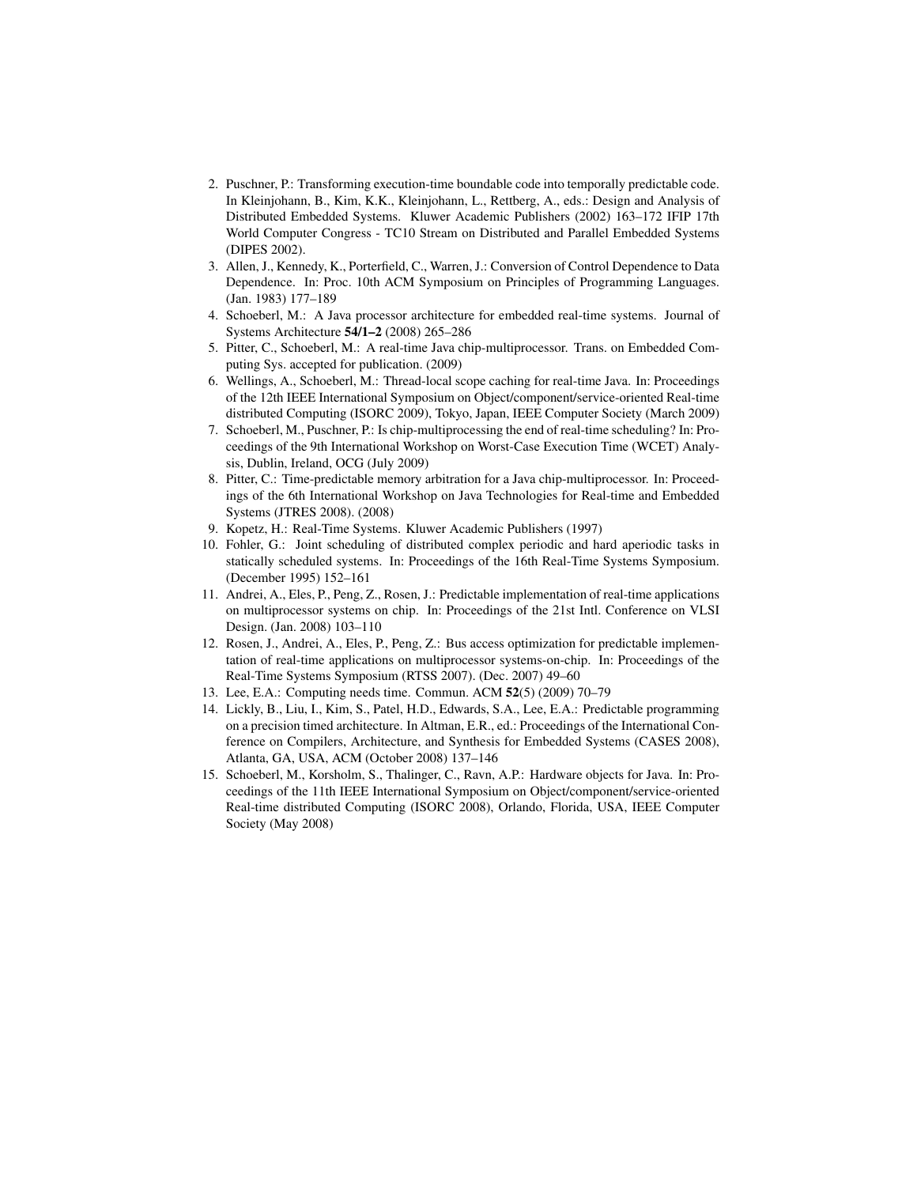2. Puschner, P.: Transforming execution-time boundable code into temporally predictable code. In Kleinjohann, B., Kim, K.K., Kleinjohann, L., Rettberg, A., eds.: Design and Analysis of Distributed Embedded Systems. Kluwer Academic Publishers (2002) 163–172 IFIP 17th World Computer Congress - TC10 Stream on Distributed and Parallel Embedded Systems (DIPES 2002).
3. Allen, J., Kennedy, K., Porterfield, C., Warren, J.: Conversion of Control Dependence to Data Dependence. In: Proc. 10th ACM Symposium on Principles of Programming Languages. (Jan. 1983) 177–189
4. Schoeberl, M.: A Java processor architecture for embedded real-time systems. Journal of Systems Architecture **54/1–2** (2008) 265–286
5. Pitter, C., Schoeberl, M.: A real-time Java chip-multiprocessor. Trans. on Embedded Computing Sys. accepted for publication. (2009)
6. Wellings, A., Schoeberl, M.: Thread-local scope caching for real-time Java. In: Proceedings of the 12th IEEE International Symposium on Object/component/service-oriented Real-time distributed Computing (ISORC 2009), Tokyo, Japan, IEEE Computer Society (March 2009)
7. Schoeberl, M., Puschner, P.: Is chip-multiprocessing the end of real-time scheduling? In: Proceedings of the 9th International Workshop on Worst-Case Execution Time (WCET) Analysis, Dublin, Ireland, OCG (July 2009)
8. Pitter, C.: Time-predictable memory arbitration for a Java chip-multiprocessor. In: Proceedings of the 6th International Workshop on Java Technologies for Real-time and Embedded Systems (JTRES 2008). (2008)
9. Kopetz, H.: Real-Time Systems. Kluwer Academic Publishers (1997)
10. Fohler, G.: Joint scheduling of distributed complex periodic and hard aperiodic tasks in statically scheduled systems. In: Proceedings of the 16th Real-Time Systems Symposium. (December 1995) 152–161
11. Andrei, A., Eles, P., Peng, Z., Rosen, J.: Predictable implementation of real-time applications on multiprocessor systems on chip. In: Proceedings of the 21st Intl. Conference on VLSI Design. (Jan. 2008) 103–110
12. Rosen, J., Andrei, A., Eles, P., Peng, Z.: Bus access optimization for predictable implementation of real-time applications on multiprocessor systems-on-chip. In: Proceedings of the Real-Time Systems Symposium (RTSS 2007). (Dec. 2007) 49–60
13. Lee, E.A.: Computing needs time. Commun. ACM **52**(5) (2009) 70–79
14. Lickly, B., Liu, I., Kim, S., Patel, H.D., Edwards, S.A., Lee, E.A.: Predictable programming on a precision timed architecture. In Altman, E.R., ed.: Proceedings of the International Conference on Compilers, Architecture, and Synthesis for Embedded Systems (CASES 2008), Atlanta, GA, USA, ACM (October 2008) 137–146
15. Schoeberl, M., Korsholm, S., Thalinger, C., Ravn, A.P.: Hardware objects for Java. In: Proceedings of the 11th IEEE International Symposium on Object/component/service-oriented Real-time distributed Computing (ISORC 2008), Orlando, Florida, USA, IEEE Computer Society (May 2008)